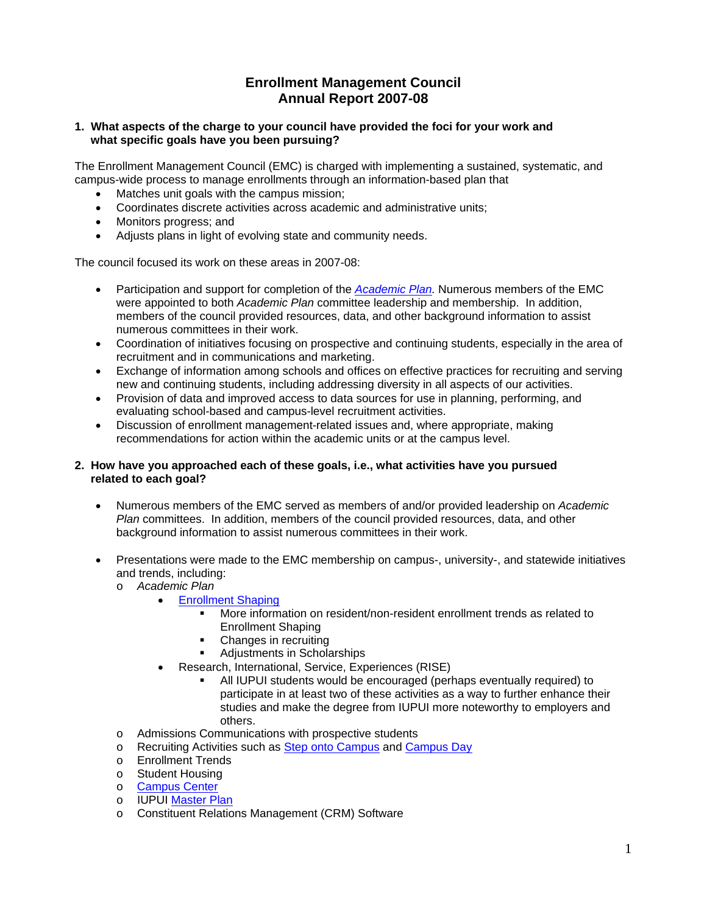# Enrollment Management Council
## Annual Report 2007-08

**1. What aspects of the charge to your council have provided the foci for your work and what specific goals have you been pursuing?**

The Enrollment Management Council (EMC) is charged with implementing a sustained, systematic, and campus-wide process to manage enrollments through an information-based plan that

- Matches unit goals with the campus mission;
- Coordinates discrete activities across academic and administrative units;
- Monitors progress; and
- Adjusts plans in light of evolving state and community needs.

The council focused its work on these areas in 2007-08:

- Participation and support for completion of the *Academic Plan.* Numerous members of the EMC were appointed to both *Academic Plan* committee leadership and membership. In addition, members of the council provided resources, data, and other background information to assist numerous committees in their work.
- Coordination of initiatives focusing on prospective and continuing students, especially in the area of recruitment and in communications and marketing.
- Exchange of information among schools and offices on effective practices for recruiting and serving new and continuing students, including addressing diversity in all aspects of our activities.
- Provision of data and improved access to data sources for use in planning, performing, and evaluating school-based and campus-level recruitment activities.
- Discussion of enrollment management-related issues and, where appropriate, making recommendations for action within the academic units or at the campus level.

**2. How have you approached each of these goals, i.e., what activities have you pursued related to each goal?**

- Numerous members of the EMC served as members of and/or provided leadership on *Academic Plan* committees. In addition, members of the council provided resources, data, and other background information to assist numerous committees in their work.

- Presentations were made to the EMC membership on campus-, university-, and statewide initiatives and trends, including:
  - *Academic Plan*
    - Enrollment Shaping
      - More information on resident/non-resident enrollment trends as related to Enrollment Shaping
      - Changes in recruiting
      - Adjustments in Scholarships
    - Research, International, Service, Experiences (RISE)
      - All IUPUI students would be encouraged (perhaps eventually required) to participate in at least two of these activities as a way to further enhance their studies and make the degree from IUPUI more noteworthy to employers and others.
  - Admissions Communications with prospective students
  - Recruiting Activities such as Step onto Campus and Campus Day
  - Enrollment Trends
  - Student Housing
  - Campus Center
  - IUPUI Master Plan
  - Constituent Relations Management (CRM) Software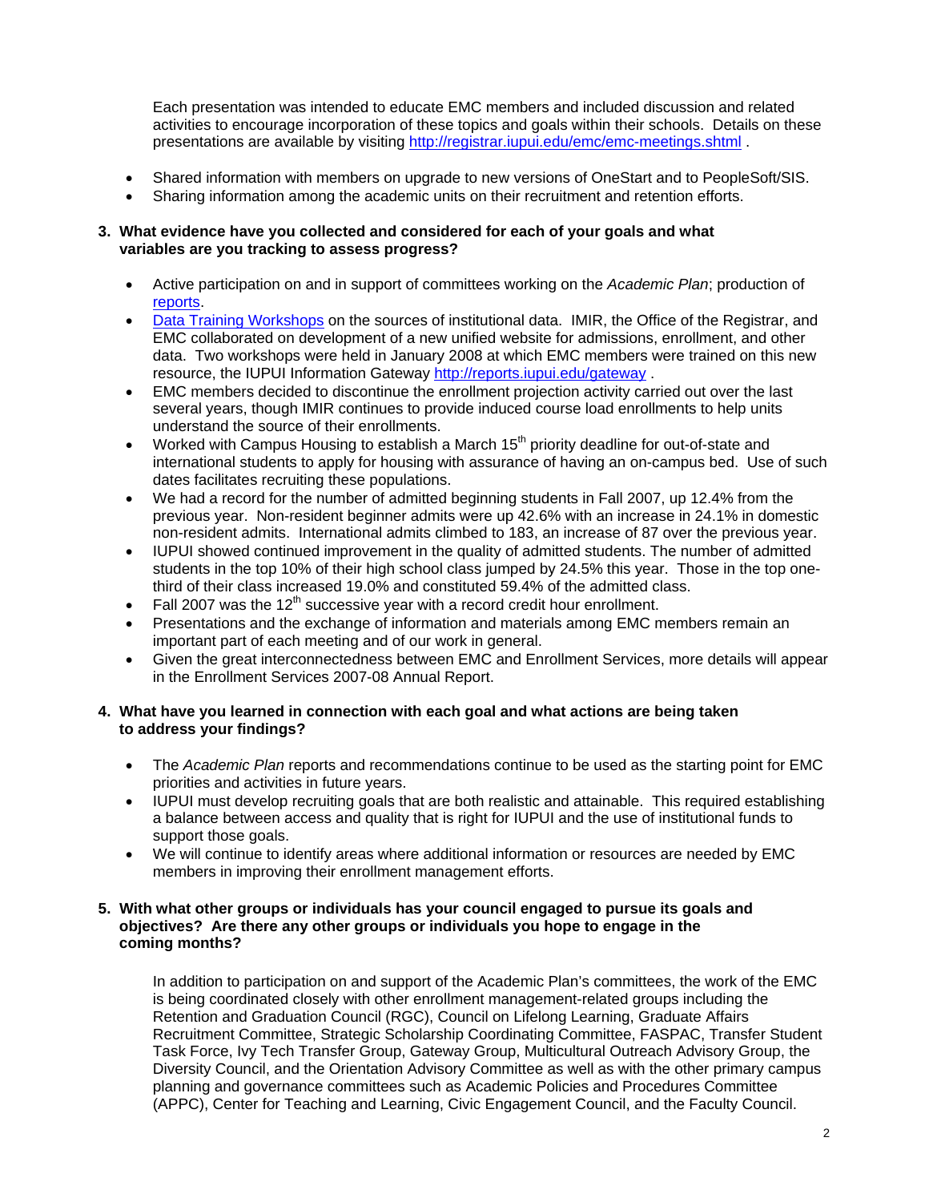Each presentation was intended to educate EMC members and included discussion and related activities to encourage incorporation of these topics and goals within their schools. Details on these presentations are available by visiting http://registrar.iupui.edu/emc/emc-meetings.shtml .

- Shared information with members on upgrade to new versions of OneStart and to PeopleSoft/SIS.
- Sharing information among the academic units on their recruitment and retention efforts.

**3. What evidence have you collected and considered for each of your goals and what variables are you tracking to assess progress?**

- Active participation on and in support of committees working on the *Academic Plan*; production of reports.
- Data Training Workshops on the sources of institutional data. IMIR, the Office of the Registrar, and EMC collaborated on development of a new unified website for admissions, enrollment, and other data. Two workshops were held in January 2008 at which EMC members were trained on this new resource, the IUPUI Information Gateway http://reports.iupui.edu/gateway .
- EMC members decided to discontinue the enrollment projection activity carried out over the last several years, though IMIR continues to provide induced course load enrollments to help units understand the source of their enrollments.
- Worked with Campus Housing to establish a March 15th priority deadline for out-of-state and international students to apply for housing with assurance of having an on-campus bed. Use of such dates facilitates recruiting these populations.
- We had a record for the number of admitted beginning students in Fall 2007, up 12.4% from the previous year. Non-resident beginner admits were up 42.6% with an increase in 24.1% in domestic non-resident admits. International admits climbed to 183, an increase of 87 over the previous year.
- IUPUI showed continued improvement in the quality of admitted students. The number of admitted students in the top 10% of their high school class jumped by 24.5% this year. Those in the top one-third of their class increased 19.0% and constituted 59.4% of the admitted class.
- Fall 2007 was the 12th successive year with a record credit hour enrollment.
- Presentations and the exchange of information and materials among EMC members remain an important part of each meeting and of our work in general.
- Given the great interconnectedness between EMC and Enrollment Services, more details will appear in the Enrollment Services 2007-08 Annual Report.

**4. What have you learned in connection with each goal and what actions are being taken to address your findings?**

- The *Academic Plan* reports and recommendations continue to be used as the starting point for EMC priorities and activities in future years.
- IUPUI must develop recruiting goals that are both realistic and attainable. This required establishing a balance between access and quality that is right for IUPUI and the use of institutional funds to support those goals.
- We will continue to identify areas where additional information or resources are needed by EMC members in improving their enrollment management efforts.

**5. With what other groups or individuals has your council engaged to pursue its goals and objectives? Are there any other groups or individuals you hope to engage in the coming months?**

In addition to participation on and support of the Academic Plan's committees, the work of the EMC is being coordinated closely with other enrollment management-related groups including the Retention and Graduation Council (RGC), Council on Lifelong Learning, Graduate Affairs Recruitment Committee, Strategic Scholarship Coordinating Committee, FASPAC, Transfer Student Task Force, Ivy Tech Transfer Group, Gateway Group, Multicultural Outreach Advisory Group, the Diversity Council, and the Orientation Advisory Committee as well as with the other primary campus planning and governance committees such as Academic Policies and Procedures Committee (APPC), Center for Teaching and Learning, Civic Engagement Council, and the Faculty Council.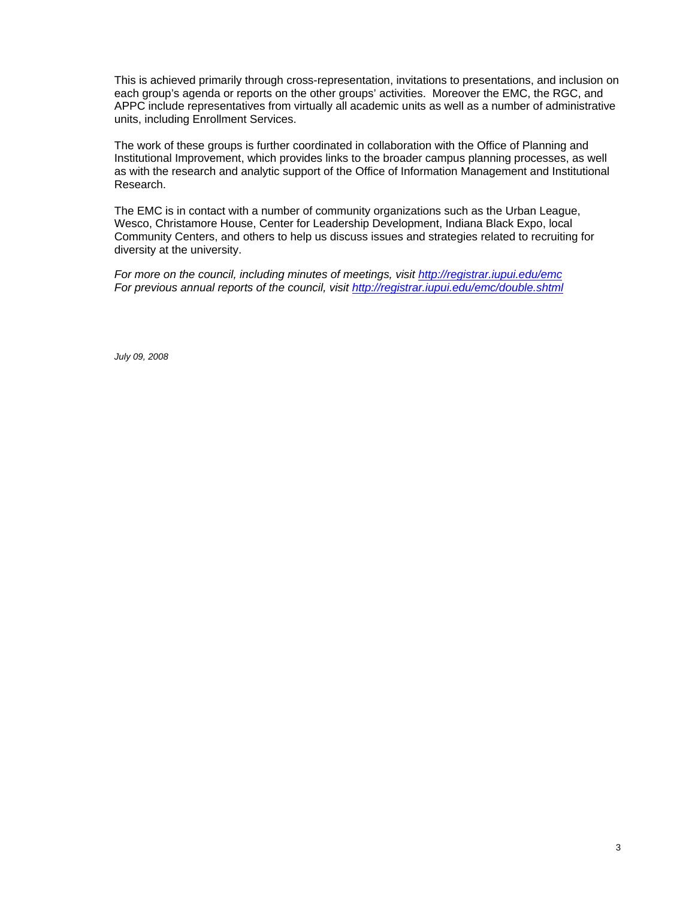This is achieved primarily through cross-representation, invitations to presentations, and inclusion on each group's agenda or reports on the other groups' activities. Moreover the EMC, the RGC, and APPC include representatives from virtually all academic units as well as a number of administrative units, including Enrollment Services.

The work of these groups is further coordinated in collaboration with the Office of Planning and Institutional Improvement, which provides links to the broader campus planning processes, as well as with the research and analytic support of the Office of Information Management and Institutional Research.

The EMC is in contact with a number of community organizations such as the Urban League, Wesco, Christamore House, Center for Leadership Development, Indiana Black Expo, local Community Centers, and others to help us discuss issues and strategies related to recruiting for diversity at the university.

*For more on the council, including minutes of meetings, visit [http://registrar.iupui.edu/emc](http://registrar.iupui.edu/emc)*
*For previous annual reports of the council, visit [http://registrar.iupui.edu/emc/double.shtml](http://registrar.iupui.edu/emc/double.shtml)*

*July 09, 2008*